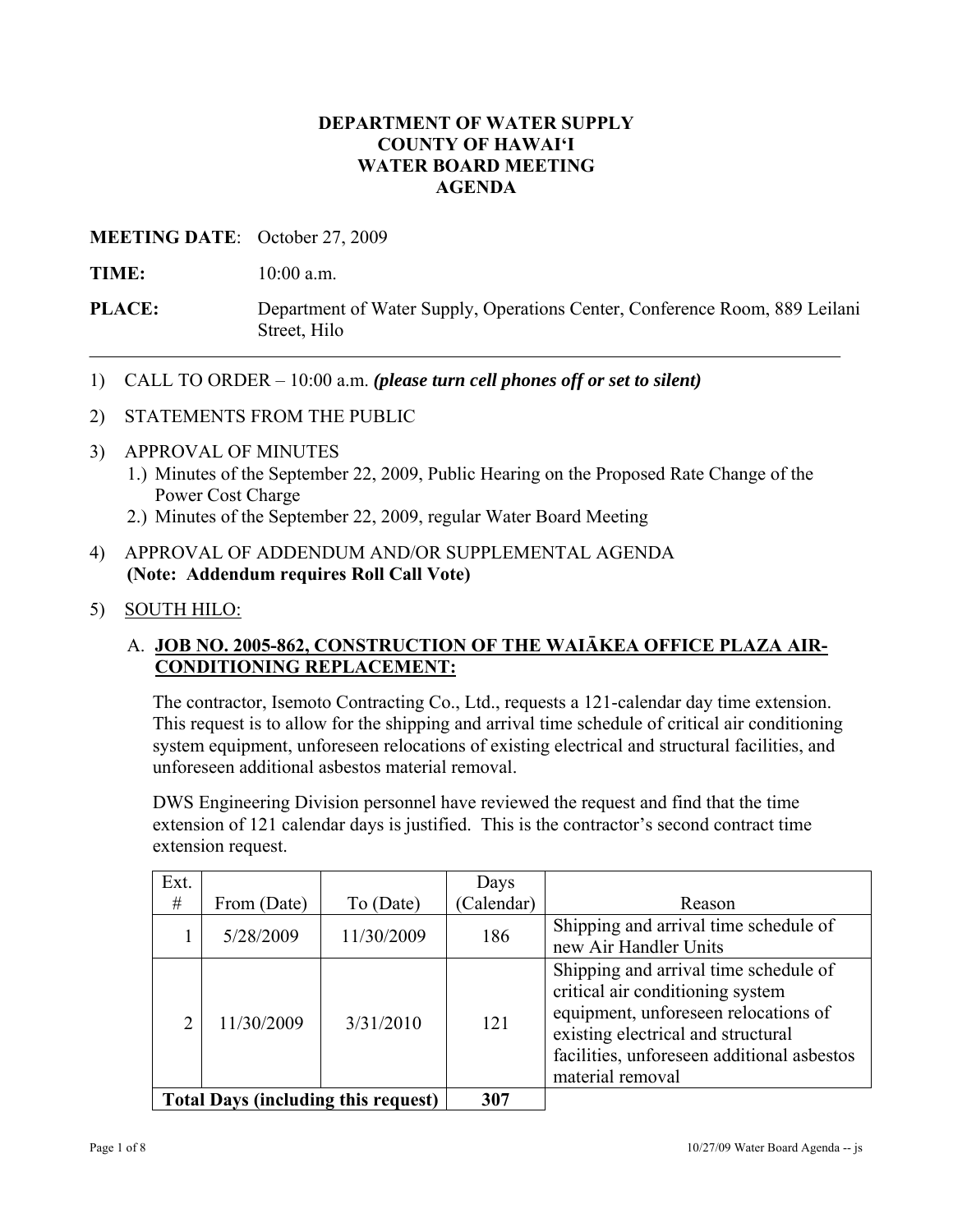# DEPARTMENT OF WATER SUPPLY
# COUNTY OF HAWAI'I
# WATER BOARD MEETING
# AGENDA

**MEETING DATE**: October 27, 2009

**TIME:** 10:00 a.m.

**PLACE:** Department of Water Supply, Operations Center, Conference Room, 889 Leilani Street, Hilo

---

1) CALL TO ORDER – 10:00 a.m. ***(please turn cell phones off or set to silent)***

2) STATEMENTS FROM THE PUBLIC

3) APPROVAL OF MINUTES
   1.) Minutes of the September 22, 2009, Public Hearing on the Proposed Rate Change of the Power Cost Charge
   2.) Minutes of the September 22, 2009, regular Water Board Meeting

4) APPROVAL OF ADDENDUM AND/OR SUPPLEMENTAL AGENDA
   **(Note: Addendum requires Roll Call Vote)**

5) SOUTH HILO:

   A. **JOB NO. 2005-862, CONSTRUCTION OF THE WAIĀKEA OFFICE PLAZA AIR-CONDITIONING REPLACEMENT:**

   The contractor, Isemoto Contracting Co., Ltd., requests a 121-calendar day time extension. This request is to allow for the shipping and arrival time schedule of critical air conditioning system equipment, unforeseen relocations of existing electrical and structural facilities, and unforeseen additional asbestos material removal.

   DWS Engineering Division personnel have reviewed the request and find that the time extension of 121 calendar days is justified. This is the contractor's second contract time extension request.

| Ext. # | From (Date) | To (Date) | Days (Calendar) | Reason |
|---|---|---|---|---|
| 1 | 5/28/2009 | 11/30/2009 | 186 | Shipping and arrival time schedule of new Air Handler Units |
| 2 | 11/30/2009 | 3/31/2010 | 121 | Shipping and arrival time schedule of critical air conditioning system equipment, unforeseen relocations of existing electrical and structural facilities, unforeseen additional asbestos material removal |
| **Total Days (including this request)** | | | **307** | |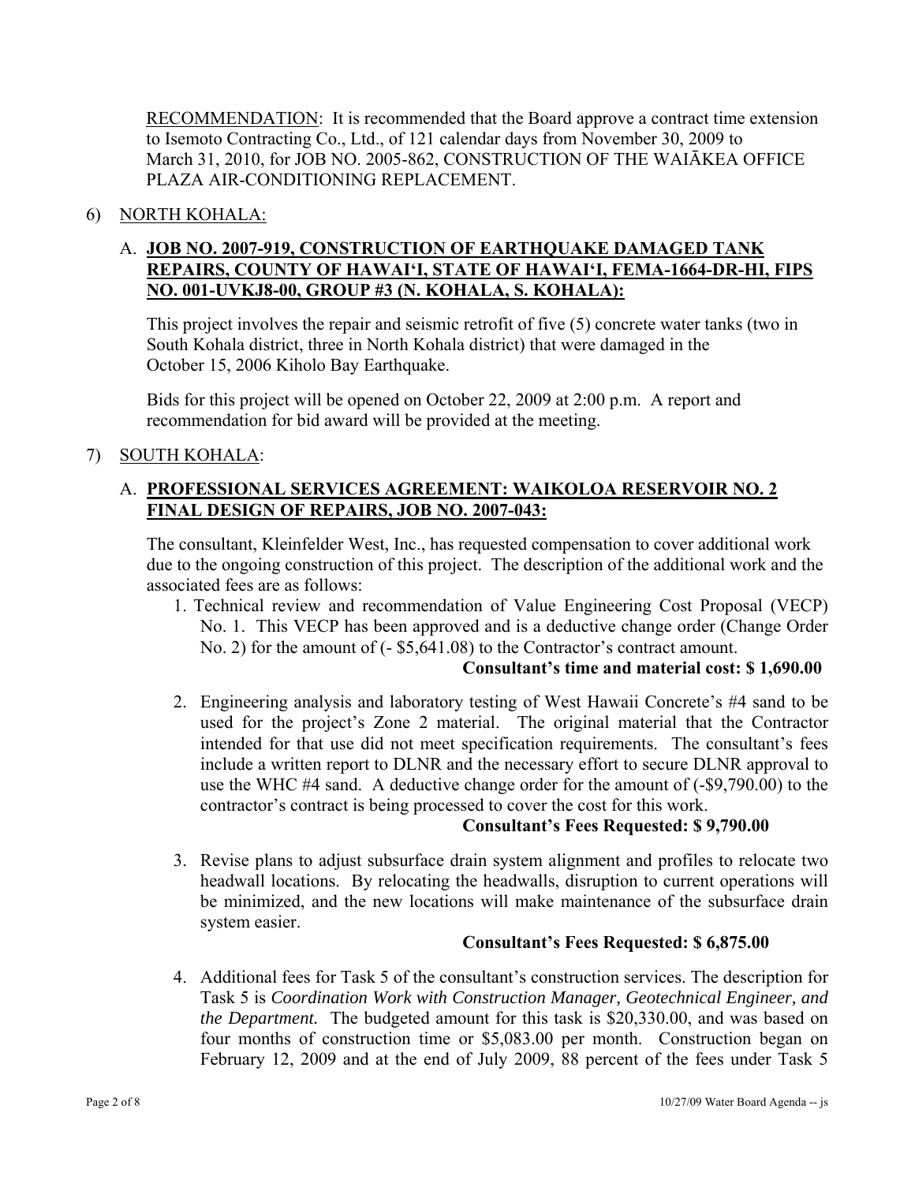RECOMMENDATION: It is recommended that the Board approve a contract time extension to Isemoto Contracting Co., Ltd., of 121 calendar days from November 30, 2009 to March 31, 2010, for JOB NO. 2005-862, CONSTRUCTION OF THE WAIĀKEA OFFICE PLAZA AIR-CONDITIONING REPLACEMENT.

6) NORTH KOHALA:

A. **JOB NO. 2007-919, CONSTRUCTION OF EARTHQUAKE DAMAGED TANK REPAIRS, COUNTY OF HAWAI'I, STATE OF HAWAI'I, FEMA-1664-DR-HI, FIPS NO. 001-UVKJ8-00, GROUP #3 (N. KOHALA, S. KOHALA):**

This project involves the repair and seismic retrofit of five (5) concrete water tanks (two in South Kohala district, three in North Kohala district) that were damaged in the October 15, 2006 Kiholo Bay Earthquake.

Bids for this project will be opened on October 22, 2009 at 2:00 p.m. A report and recommendation for bid award will be provided at the meeting.

7) SOUTH KOHALA:

A. **PROFESSIONAL SERVICES AGREEMENT: WAIKOLOA RESERVOIR NO. 2 FINAL DESIGN OF REPAIRS, JOB NO. 2007-043:**

The consultant, Kleinfelder West, Inc., has requested compensation to cover additional work due to the ongoing construction of this project. The description of the additional work and the associated fees are as follows:

1. Technical review and recommendation of Value Engineering Cost Proposal (VECP) No. 1. This VECP has been approved and is a deductive change order (Change Order No. 2) for the amount of (- $5,641.08) to the Contractor's contract amount.

   **Consultant's time and material cost: $ 1,690.00**

2. Engineering analysis and laboratory testing of West Hawaii Concrete's #4 sand to be used for the project's Zone 2 material. The original material that the Contractor intended for that use did not meet specification requirements. The consultant's fees include a written report to DLNR and the necessary effort to secure DLNR approval to use the WHC #4 sand. A deductive change order for the amount of (-$9,790.00) to the contractor's contract is being processed to cover the cost for this work.

   **Consultant's Fees Requested: $ 9,790.00**

3. Revise plans to adjust subsurface drain system alignment and profiles to relocate two headwall locations. By relocating the headwalls, disruption to current operations will be minimized, and the new locations will make maintenance of the subsurface drain system easier.

   **Consultant's Fees Requested: $ 6,875.00**

4. Additional fees for Task 5 of the consultant's construction services. The description for Task 5 is *Coordination Work with Construction Manager, Geotechnical Engineer, and the Department.* The budgeted amount for this task is $20,330.00, and was based on four months of construction time or $5,083.00 per month. Construction began on February 12, 2009 and at the end of July 2009, 88 percent of the fees under Task 5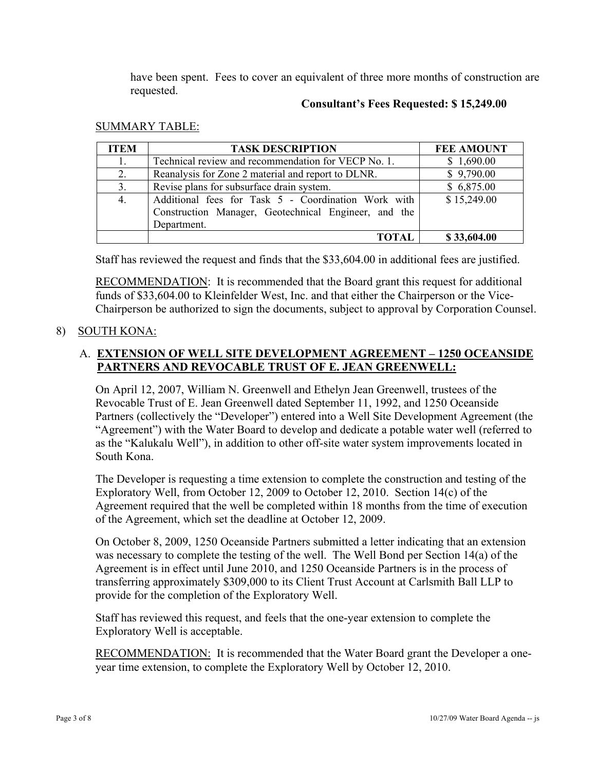have been spent. Fees to cover an equivalent of three more months of construction are requested.

**Consultant's Fees Requested: $ 15,249.00**

SUMMARY TABLE:

| ITEM | TASK DESCRIPTION | FEE AMOUNT |
|---|---|---|
| 1. | Technical review and recommendation for VECP No. 1. | $ 1,690.00 |
| 2. | Reanalysis for Zone 2 material and report to DLNR. | $ 9,790.00 |
| 3. | Revise plans for subsurface drain system. | $ 6,875.00 |
| 4. | Additional fees for Task 5 - Coordination Work with Construction Manager, Geotechnical Engineer, and the Department. | $ 15,249.00 |
| | **TOTAL** | **$ 33,604.00** |

Staff has reviewed the request and finds that the $33,604.00 in additional fees are justified.

RECOMMENDATION: It is recommended that the Board grant this request for additional funds of $33,604.00 to Kleinfelder West, Inc. and that either the Chairperson or the Vice-Chairperson be authorized to sign the documents, subject to approval by Corporation Counsel.

8) SOUTH KONA:

A. **EXTENSION OF WELL SITE DEVELOPMENT AGREEMENT – 1250 OCEANSIDE PARTNERS AND REVOCABLE TRUST OF E. JEAN GREENWELL:**

On April 12, 2007, William N. Greenwell and Ethelyn Jean Greenwell, trustees of the Revocable Trust of E. Jean Greenwell dated September 11, 1992, and 1250 Oceanside Partners (collectively the "Developer") entered into a Well Site Development Agreement (the "Agreement") with the Water Board to develop and dedicate a potable water well (referred to as the "Kalukalu Well"), in addition to other off-site water system improvements located in South Kona.

The Developer is requesting a time extension to complete the construction and testing of the Exploratory Well, from October 12, 2009 to October 12, 2010. Section 14(c) of the Agreement required that the well be completed within 18 months from the time of execution of the Agreement, which set the deadline at October 12, 2009.

On October 8, 2009, 1250 Oceanside Partners submitted a letter indicating that an extension was necessary to complete the testing of the well. The Well Bond per Section 14(a) of the Agreement is in effect until June 2010, and 1250 Oceanside Partners is in the process of transferring approximately $309,000 to its Client Trust Account at Carlsmith Ball LLP to provide for the completion of the Exploratory Well.

Staff has reviewed this request, and feels that the one-year extension to complete the Exploratory Well is acceptable.

RECOMMENDATION: It is recommended that the Water Board grant the Developer a one-year time extension, to complete the Exploratory Well by October 12, 2010.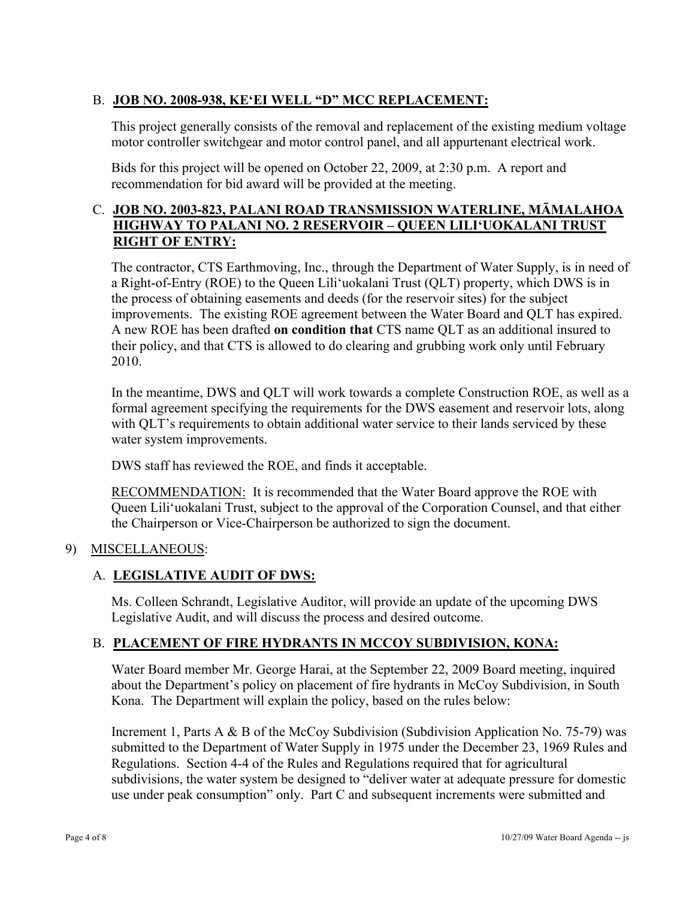B. **JOB NO. 2008-938, KE'EI WELL "D" MCC REPLACEMENT:**

This project generally consists of the removal and replacement of the existing medium voltage motor controller switchgear and motor control panel, and all appurtenant electrical work.

Bids for this project will be opened on October 22, 2009, at 2:30 p.m. A report and recommendation for bid award will be provided at the meeting.

C. **JOB NO. 2003-823, PALANI ROAD TRANSMISSION WATERLINE, MĀMALAHOA HIGHWAY TO PALANI NO. 2 RESERVOIR – QUEEN LILI'UOKALANI TRUST RIGHT OF ENTRY:**

The contractor, CTS Earthmoving, Inc., through the Department of Water Supply, is in need of a Right-of-Entry (ROE) to the Queen Lili'uokalani Trust (QLT) property, which DWS is in the process of obtaining easements and deeds (for the reservoir sites) for the subject improvements. The existing ROE agreement between the Water Board and QLT has expired. A new ROE has been drafted **on condition that** CTS name QLT as an additional insured to their policy, and that CTS is allowed to do clearing and grubbing work only until February 2010.

In the meantime, DWS and QLT will work towards a complete Construction ROE, as well as a formal agreement specifying the requirements for the DWS easement and reservoir lots, along with QLT's requirements to obtain additional water service to their lands serviced by these water system improvements.

DWS staff has reviewed the ROE, and finds it acceptable.

RECOMMENDATION: It is recommended that the Water Board approve the ROE with Queen Lili'uokalani Trust, subject to the approval of the Corporation Counsel, and that either the Chairperson or Vice-Chairperson be authorized to sign the document.

9) MISCELLANEOUS:

A. **LEGISLATIVE AUDIT OF DWS:**

Ms. Colleen Schrandt, Legislative Auditor, will provide an update of the upcoming DWS Legislative Audit, and will discuss the process and desired outcome.

B. **PLACEMENT OF FIRE HYDRANTS IN MCCOY SUBDIVISION, KONA:**

Water Board member Mr. George Harai, at the September 22, 2009 Board meeting, inquired about the Department's policy on placement of fire hydrants in McCoy Subdivision, in South Kona. The Department will explain the policy, based on the rules below:

Increment 1, Parts A & B of the McCoy Subdivision (Subdivision Application No. 75-79) was submitted to the Department of Water Supply in 1975 under the December 23, 1969 Rules and Regulations. Section 4-4 of the Rules and Regulations required that for agricultural subdivisions, the water system be designed to "deliver water at adequate pressure for domestic use under peak consumption" only. Part C and subsequent increments were submitted and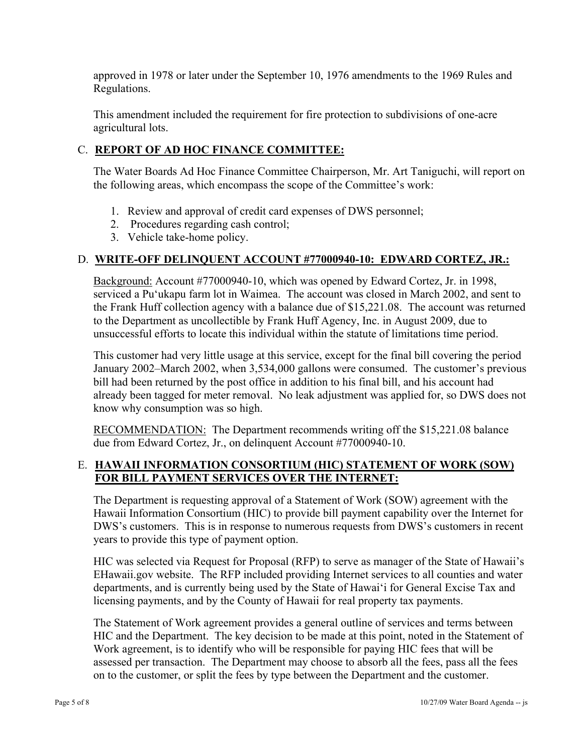approved in 1978 or later under the September 10, 1976 amendments to the 1969 Rules and Regulations.

This amendment included the requirement for fire protection to subdivisions of one-acre agricultural lots.

## C. REPORT OF AD HOC FINANCE COMMITTEE:

The Water Boards Ad Hoc Finance Committee Chairperson, Mr. Art Taniguchi, will report on the following areas, which encompass the scope of the Committee's work:

1. Review and approval of credit card expenses of DWS personnel;
2. Procedures regarding cash control;
3. Vehicle take-home policy.

## D. WRITE-OFF DELINQUENT ACCOUNT #77000940-10: EDWARD CORTEZ, JR.:

Background: Account #77000940-10, which was opened by Edward Cortez, Jr. in 1998, serviced a Pu'ukapu farm lot in Waimea. The account was closed in March 2002, and sent to the Frank Huff collection agency with a balance due of $15,221.08. The account was returned to the Department as uncollectible by Frank Huff Agency, Inc. in August 2009, due to unsuccessful efforts to locate this individual within the statute of limitations time period.

This customer had very little usage at this service, except for the final bill covering the period January 2002–March 2002, when 3,534,000 gallons were consumed. The customer's previous bill had been returned by the post office in addition to his final bill, and his account had already been tagged for meter removal. No leak adjustment was applied for, so DWS does not know why consumption was so high.

RECOMMENDATION: The Department recommends writing off the $15,221.08 balance due from Edward Cortez, Jr., on delinquent Account #77000940-10.

## E. HAWAII INFORMATION CONSORTIUM (HIC) STATEMENT OF WORK (SOW) FOR BILL PAYMENT SERVICES OVER THE INTERNET:

The Department is requesting approval of a Statement of Work (SOW) agreement with the Hawaii Information Consortium (HIC) to provide bill payment capability over the Internet for DWS's customers. This is in response to numerous requests from DWS's customers in recent years to provide this type of payment option.

HIC was selected via Request for Proposal (RFP) to serve as manager of the State of Hawaii's EHawaii.gov website. The RFP included providing Internet services to all counties and water departments, and is currently being used by the State of Hawai'i for General Excise Tax and licensing payments, and by the County of Hawaii for real property tax payments.

The Statement of Work agreement provides a general outline of services and terms between HIC and the Department. The key decision to be made at this point, noted in the Statement of Work agreement, is to identify who will be responsible for paying HIC fees that will be assessed per transaction. The Department may choose to absorb all the fees, pass all the fees on to the customer, or split the fees by type between the Department and the customer.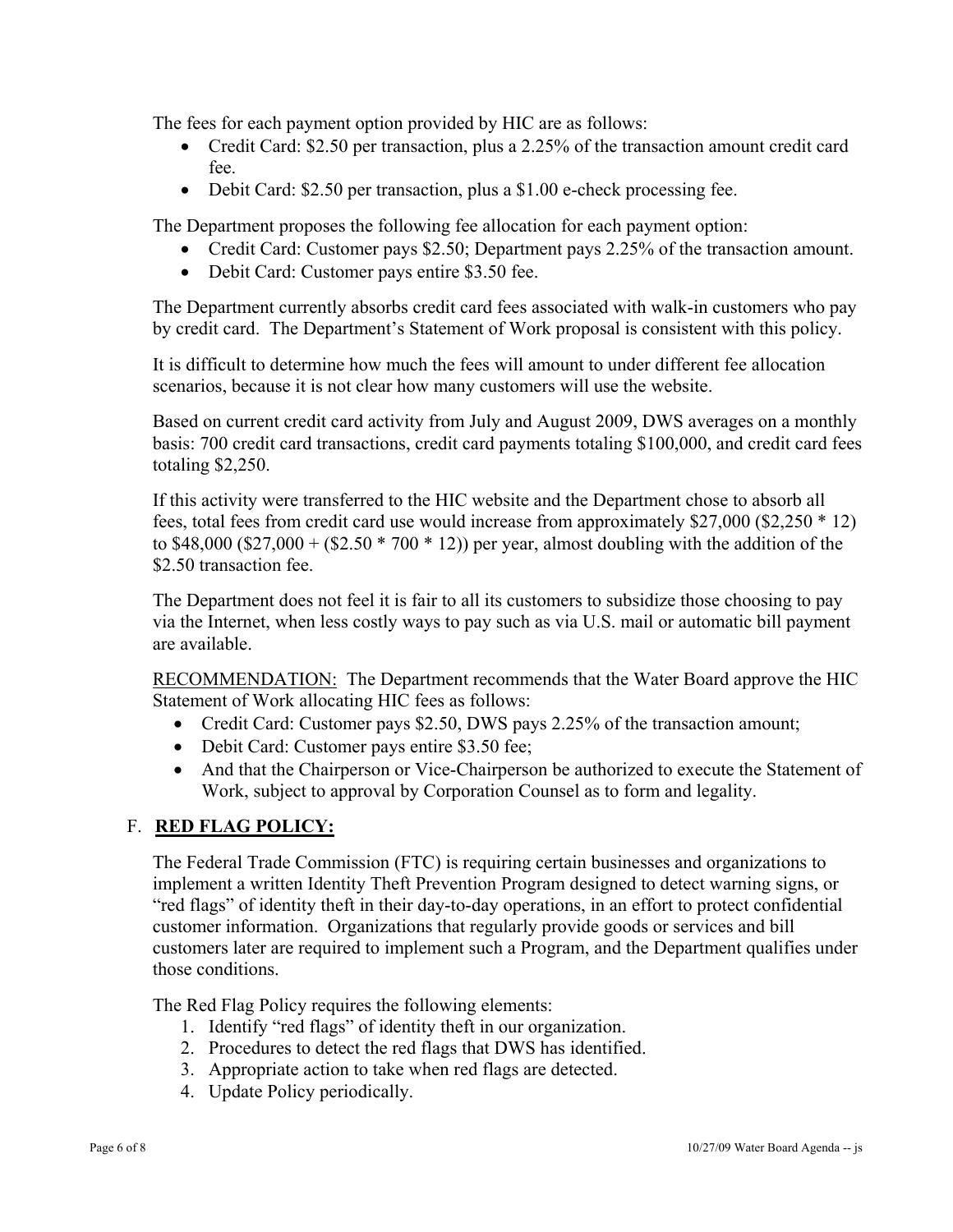The fees for each payment option provided by HIC are as follows:

- Credit Card: $2.50 per transaction, plus a 2.25% of the transaction amount credit card fee.
- Debit Card: $2.50 per transaction, plus a $1.00 e-check processing fee.

The Department proposes the following fee allocation for each payment option:

- Credit Card: Customer pays $2.50; Department pays 2.25% of the transaction amount.
- Debit Card: Customer pays entire $3.50 fee.

The Department currently absorbs credit card fees associated with walk-in customers who pay by credit card. The Department's Statement of Work proposal is consistent with this policy.

It is difficult to determine how much the fees will amount to under different fee allocation scenarios, because it is not clear how many customers will use the website.

Based on current credit card activity from July and August 2009, DWS averages on a monthly basis: 700 credit card transactions, credit card payments totaling $100,000, and credit card fees totaling $2,250.

If this activity were transferred to the HIC website and the Department chose to absorb all fees, total fees from credit card use would increase from approximately $27,000 ($2,250 * 12) to $48,000 ($27,000 + ($2.50 * 700 * 12)) per year, almost doubling with the addition of the $2.50 transaction fee.

The Department does not feel it is fair to all its customers to subsidize those choosing to pay via the Internet, when less costly ways to pay such as via U.S. mail or automatic bill payment are available.

<u>RECOMMENDATION:</u> The Department recommends that the Water Board approve the HIC Statement of Work allocating HIC fees as follows:

- Credit Card: Customer pays $2.50, DWS pays 2.25% of the transaction amount;
- Debit Card: Customer pays entire $3.50 fee;
- And that the Chairperson or Vice-Chairperson be authorized to execute the Statement of Work, subject to approval by Corporation Counsel as to form and legality.

## F. **RED FLAG POLICY:**

The Federal Trade Commission (FTC) is requiring certain businesses and organizations to implement a written Identity Theft Prevention Program designed to detect warning signs, or "red flags" of identity theft in their day-to-day operations, in an effort to protect confidential customer information. Organizations that regularly provide goods or services and bill customers later are required to implement such a Program, and the Department qualifies under those conditions.

The Red Flag Policy requires the following elements:

1. Identify "red flags" of identity theft in our organization.
2. Procedures to detect the red flags that DWS has identified.
3. Appropriate action to take when red flags are detected.
4. Update Policy periodically.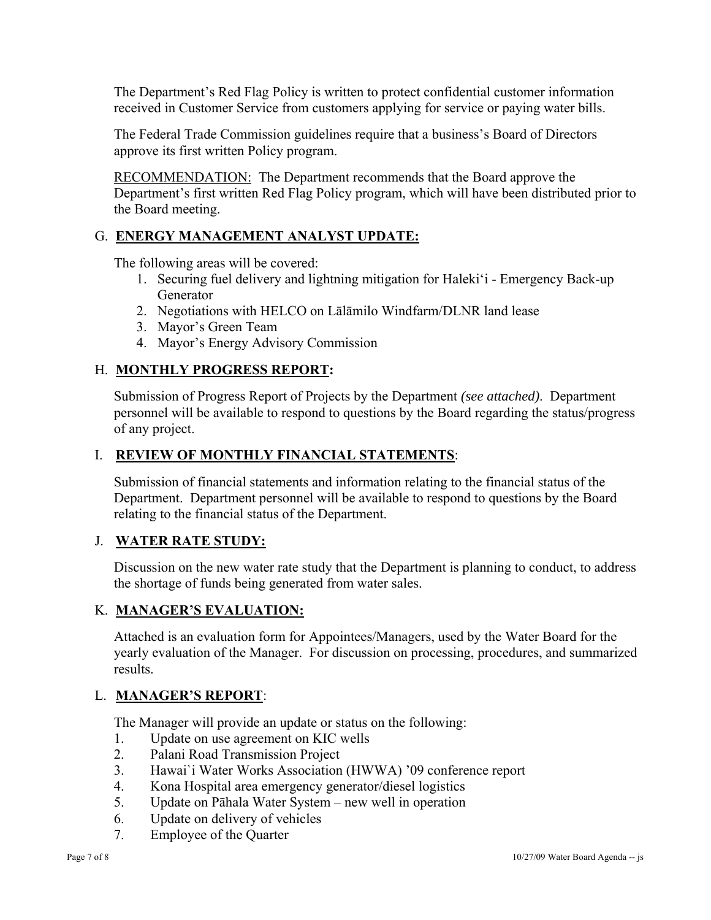The Department's Red Flag Policy is written to protect confidential customer information received in Customer Service from customers applying for service or paying water bills.

The Federal Trade Commission guidelines require that a business's Board of Directors approve its first written Policy program.

RECOMMENDATION: The Department recommends that the Board approve the Department's first written Red Flag Policy program, which will have been distributed prior to the Board meeting.

## G. ENERGY MANAGEMENT ANALYST UPDATE:

The following areas will be covered:

1. Securing fuel delivery and lightning mitigation for Haleki'i - Emergency Back-up Generator
2. Negotiations with HELCO on Lālāmilo Windfarm/DLNR land lease
3. Mayor's Green Team
4. Mayor's Energy Advisory Commission

## H. MONTHLY PROGRESS REPORT:

Submission of Progress Report of Projects by the Department *(see attached)*. Department personnel will be available to respond to questions by the Board regarding the status/progress of any project.

## I. REVIEW OF MONTHLY FINANCIAL STATEMENTS:

Submission of financial statements and information relating to the financial status of the Department. Department personnel will be available to respond to questions by the Board relating to the financial status of the Department.

## J. WATER RATE STUDY:

Discussion on the new water rate study that the Department is planning to conduct, to address the shortage of funds being generated from water sales.

## K. MANAGER'S EVALUATION:

Attached is an evaluation form for Appointees/Managers, used by the Water Board for the yearly evaluation of the Manager. For discussion on processing, procedures, and summarized results.

## L. MANAGER'S REPORT:

The Manager will provide an update or status on the following:

1. Update on use agreement on KIC wells
2. Palani Road Transmission Project
3. Hawai`i Water Works Association (HWWA) '09 conference report
4. Kona Hospital area emergency generator/diesel logistics
5. Update on Pāhala Water System – new well in operation
6. Update on delivery of vehicles
7. Employee of the Quarter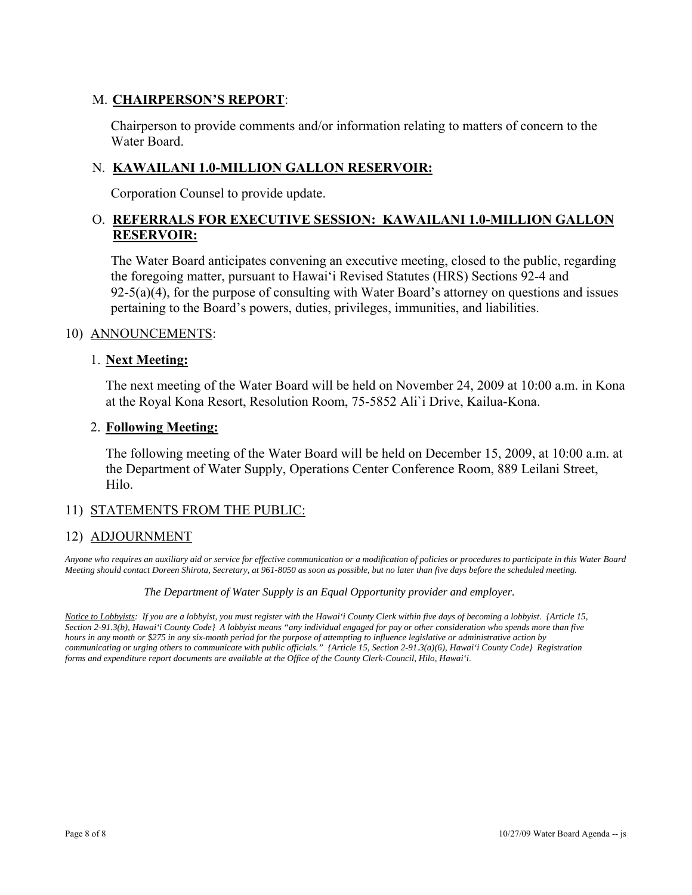M. **CHAIRPERSON'S REPORT**:

Chairperson to provide comments and/or information relating to matters of concern to the Water Board.

N. **KAWAILANI 1.0-MILLION GALLON RESERVOIR:**

Corporation Counsel to provide update.

O. **REFERRALS FOR EXECUTIVE SESSION: KAWAILANI 1.0-MILLION GALLON RESERVOIR:**

The Water Board anticipates convening an executive meeting, closed to the public, regarding the foregoing matter, pursuant to Hawai'i Revised Statutes (HRS) Sections 92-4 and 92-5(a)(4), for the purpose of consulting with Water Board's attorney on questions and issues pertaining to the Board's powers, duties, privileges, immunities, and liabilities.

10) ANNOUNCEMENTS:

1. **Next Meeting:**

The next meeting of the Water Board will be held on November 24, 2009 at 10:00 a.m. in Kona at the Royal Kona Resort, Resolution Room, 75-5852 Ali`i Drive, Kailua-Kona.

2. **Following Meeting:**

The following meeting of the Water Board will be held on December 15, 2009, at 10:00 a.m. at the Department of Water Supply, Operations Center Conference Room, 889 Leilani Street, Hilo.

11) STATEMENTS FROM THE PUBLIC:

12) ADJOURNMENT

*Anyone who requires an auxiliary aid or service for effective communication or a modification of policies or procedures to participate in this Water Board Meeting should contact Doreen Shirota, Secretary, at 961-8050 as soon as possible, but no later than five days before the scheduled meeting.*

*The Department of Water Supply is an Equal Opportunity provider and employer.*

*Notice to Lobbyists: If you are a lobbyist, you must register with the Hawai'i County Clerk within five days of becoming a lobbyist. {Article 15, Section 2-91.3(b), Hawai'i County Code} A lobbyist means "any individual engaged for pay or other consideration who spends more than five hours in any month or $275 in any six-month period for the purpose of attempting to influence legislative or administrative action by communicating or urging others to communicate with public officials." {Article 15, Section 2-91.3(a)(6), Hawai'i County Code} Registration forms and expenditure report documents are available at the Office of the County Clerk-Council, Hilo, Hawai'i.*